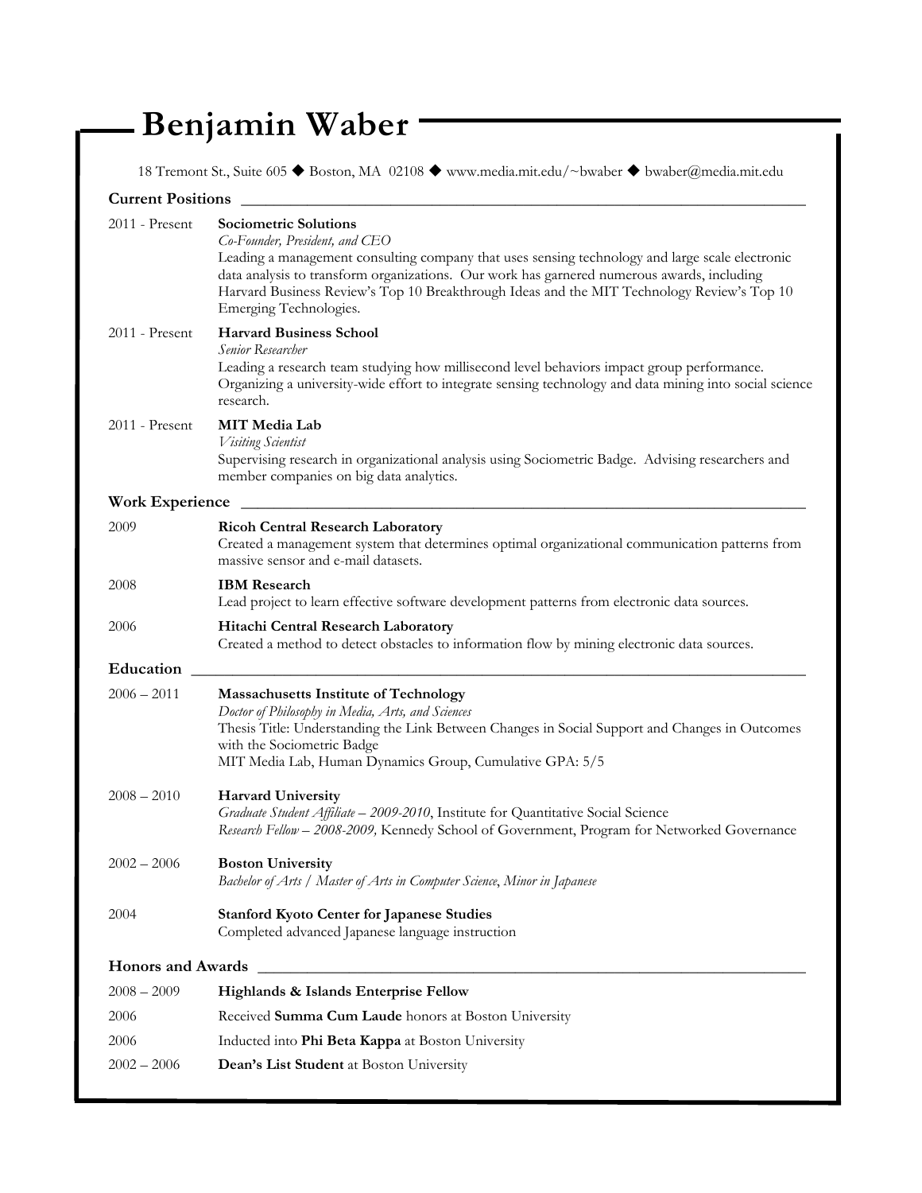# Benjamin Waber

18 Tremont St., Suite 605 ◆ Boston, MA 02108 ◆ www.media.mit.edu/~bwaber ◆ bwaber@media.mit.edu

## Current Positions

**2011 - Present** — **Sociometric Solutions**
*Co-Founder, President, and CEO*
Leading a management consulting company that uses sensing technology and large scale electronic data analysis to transform organizations. Our work has garnered numerous awards, including Harvard Business Review's Top 10 Breakthrough Ideas and the MIT Technology Review's Top 10 Emerging Technologies.

**2011 - Present** — **Harvard Business School**
*Senior Researcher*
Leading a research team studying how millisecond level behaviors impact group performance. Organizing a university-wide effort to integrate sensing technology and data mining into social science research.

**2011 - Present** — **MIT Media Lab**
*Visiting Scientist*
Supervising research in organizational analysis using Sociometric Badge. Advising researchers and member companies on big data analytics.

## Work Experience

**2009** — **Ricoh Central Research Laboratory**
Created a management system that determines optimal organizational communication patterns from massive sensor and e-mail datasets.

**2008** — **IBM Research**
Lead project to learn effective software development patterns from electronic data sources.

**2006** — **Hitachi Central Research Laboratory**
Created a method to detect obstacles to information flow by mining electronic data sources.

## Education

**2006 – 2011** — **Massachusetts Institute of Technology**
*Doctor of Philosophy in Media, Arts, and Sciences*
Thesis Title: Understanding the Link Between Changes in Social Support and Changes in Outcomes with the Sociometric Badge
MIT Media Lab, Human Dynamics Group, Cumulative GPA: 5/5

**2008 – 2010** — **Harvard University**
*Graduate Student Affiliate – 2009-2010*, Institute for Quantitative Social Science
*Research Fellow – 2008-2009,* Kennedy School of Government, Program for Networked Governance

**2002 – 2006** — **Boston University**
*Bachelor of Arts / Master of Arts in Computer Science*, *Minor in Japanese*

**2004** — **Stanford Kyoto Center for Japanese Studies**
Completed advanced Japanese language instruction

## Honors and Awards

**2008 – 2009** — **Highlands & Islands Enterprise Fellow**

**2006** — Received **Summa Cum Laude** honors at Boston University

**2006** — Inducted into **Phi Beta Kappa** at Boston University

**2002 – 2006** — **Dean's List Student** at Boston University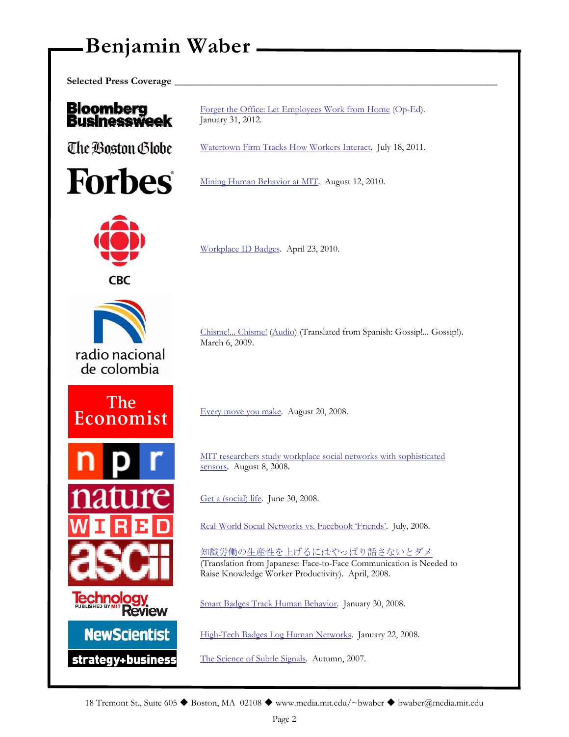## Selected Press Coverage

Bloomberg Businessweek — Forget the Office: Let Employees Work from Home (Op-Ed). January 31, 2012.

The Boston Globe — Watertown Firm Tracks How Workers Interact. July 18, 2011.

Forbes — Mining Human Behavior at MIT. August 12, 2010.

CBC — Workplace ID Badges. April 23, 2010.

radio nacional de colombia — Chisme!... Chisme! (Audio) (Translated from Spanish: Gossip!... Gossip!). March 6, 2009.

The Economist — Every move you make. August 20, 2008.

npr — MIT researchers study workplace social networks with sophisticated sensors. August 8, 2008.

nature — Get a (social) life. June 30, 2008.

WIRED — Real-World Social Networks vs. Facebook 'Friends'. July, 2008.

ascii — 知識労働の生産性を上げるにはやっぱり話さないとダメ (Translation from Japanese: Face-to-Face Communication is Needed to Raise Knowledge Worker Productivity). April, 2008.

Technology Review — Smart Badges Track Human Behavior. January 30, 2008.

NewScientist — High-Tech Badges Log Human Networks. January 22, 2008.

strategy+business — The Science of Subtle Signals. Autumn, 2007.

18 Tremont St., Suite 605 ◆ Boston, MA 02108 ◆ www.media.mit.edu/~bwaber ◆ bwaber@media.mit.edu